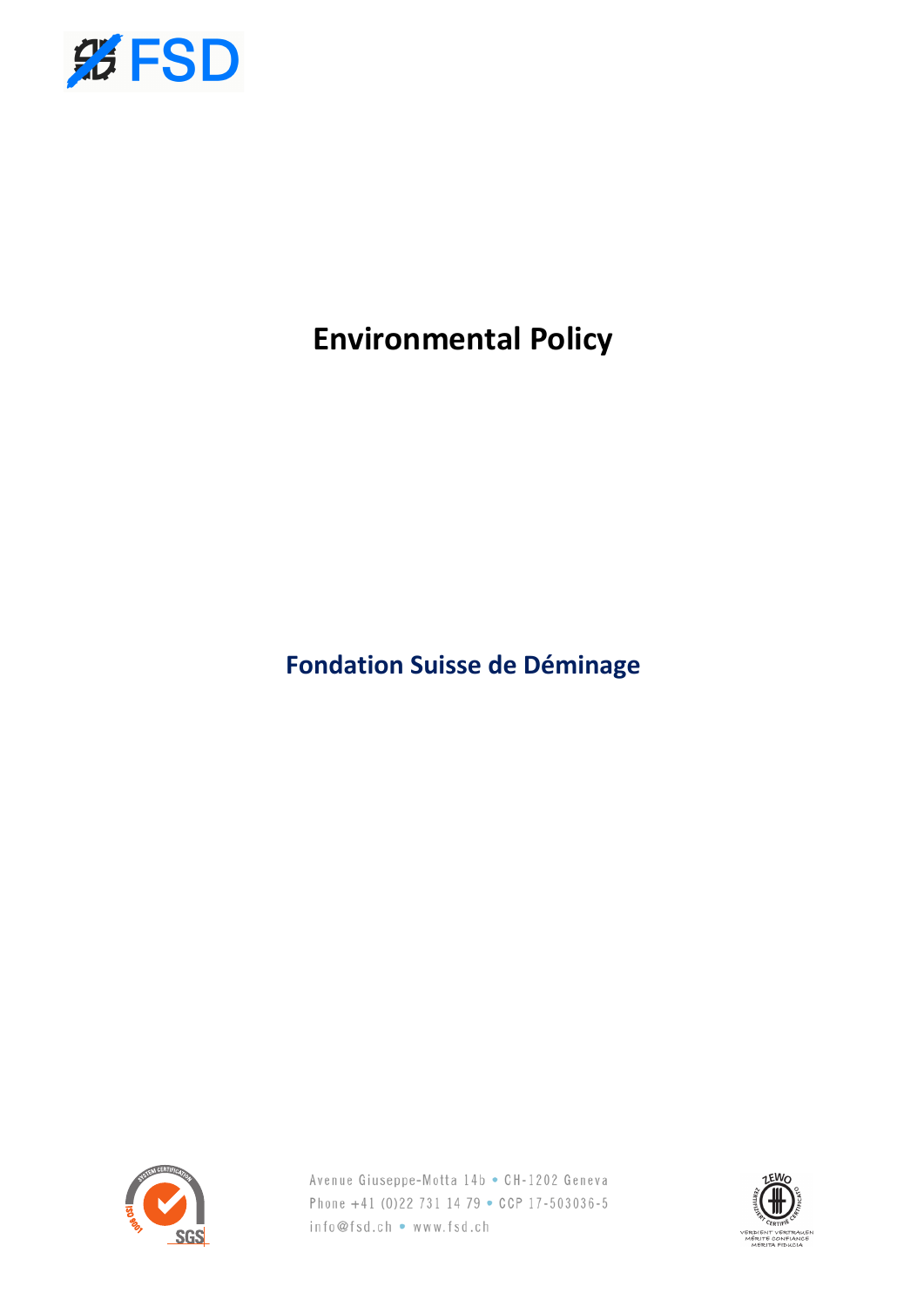# Environmental Policy

**Fondation Suisse de Déminage**

Avenue Giuseppe-Motta 14b • CH-1202 Geneva
Phone +41 (0)22 731 14 79 • CCP 17-503036-5
info@fsd.ch • www.fsd.ch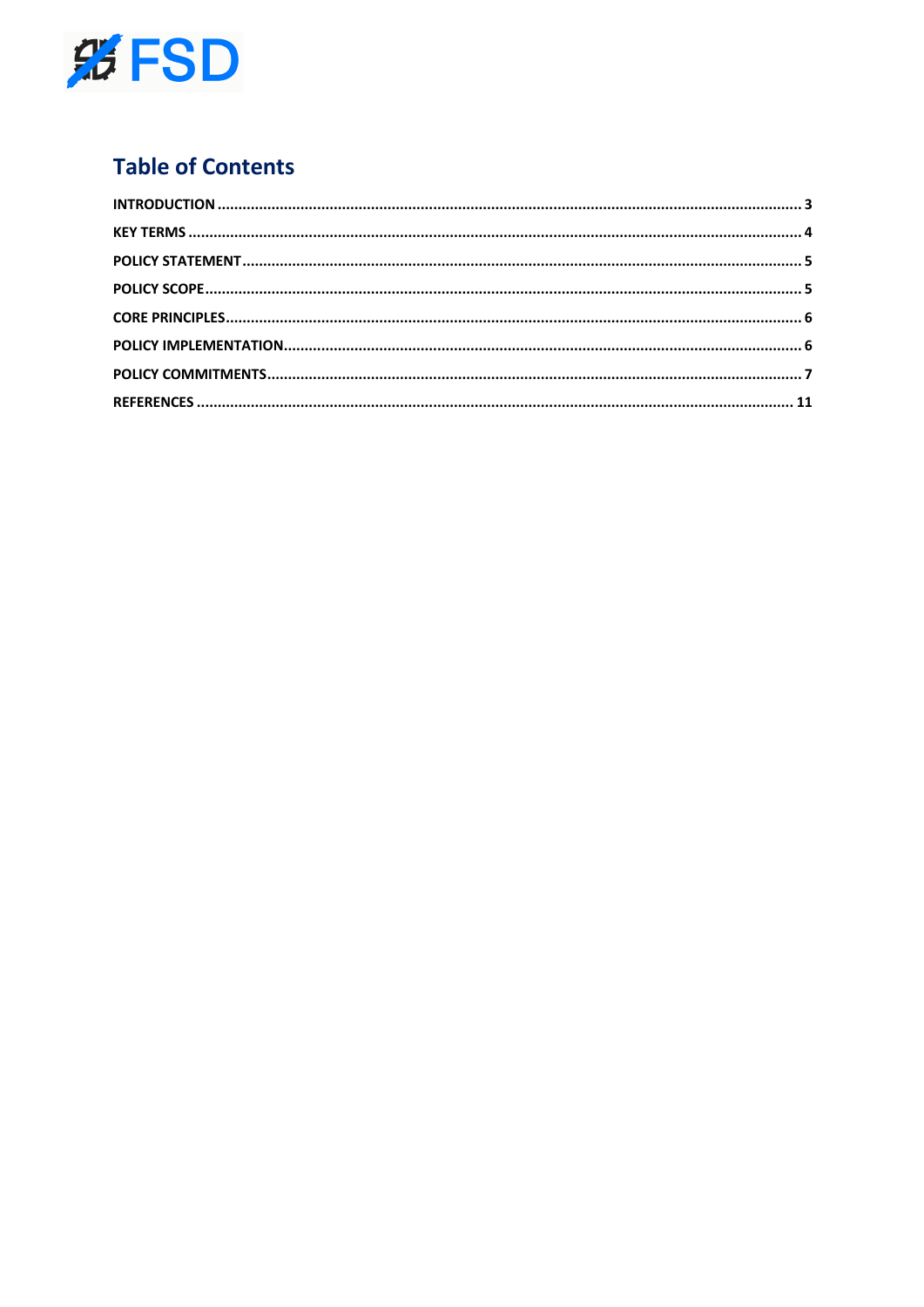## Table of Contents

INTRODUCTION ........................................................................................................ 3

KEY TERMS ........................................................................................................ 4

POLICY STATEMENT ........................................................................................................ 5

POLICY SCOPE ........................................................................................................ 5

CORE PRINCIPLES ........................................................................................................ 6

POLICY IMPLEMENTATION ........................................................................................................ 6

POLICY COMMITMENTS ........................................................................................................ 7

REFERENCES ........................................................................................................ 11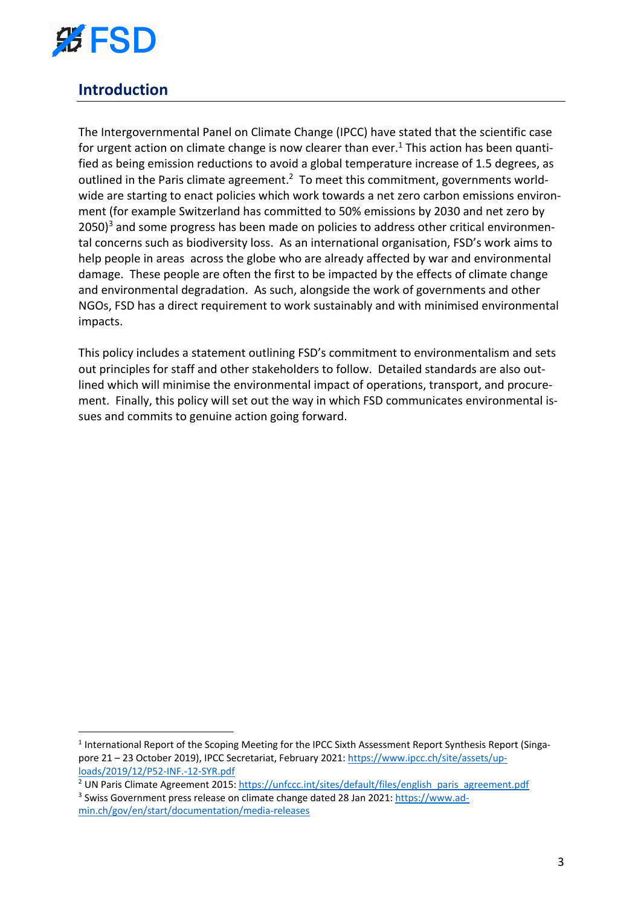## Introduction

The Intergovernmental Panel on Climate Change (IPCC) have stated that the scientific case for urgent action on climate change is now clearer than ever.[1] This action has been quantified as being emission reductions to avoid a global temperature increase of 1.5 degrees, as outlined in the Paris climate agreement.[2] To meet this commitment, governments worldwide are starting to enact policies which work towards a net zero carbon emissions environment (for example Switzerland has committed to 50% emissions by 2030 and net zero by 2050)[3] and some progress has been made on policies to address other critical environmental concerns such as biodiversity loss. As an international organisation, FSD's work aims to help people in areas across the globe who are already affected by war and environmental damage. These people are often the first to be impacted by the effects of climate change and environmental degradation. As such, alongside the work of governments and other NGOs, FSD has a direct requirement to work sustainably and with minimised environmental impacts.

This policy includes a statement outlining FSD's commitment to environmentalism and sets out principles for staff and other stakeholders to follow. Detailed standards are also outlined which will minimise the environmental impact of operations, transport, and procurement. Finally, this policy will set out the way in which FSD communicates environmental issues and commits to genuine action going forward.

---

[1] International Report of the Scoping Meeting for the IPCC Sixth Assessment Report Synthesis Report (Singapore 21 – 23 October 2019), IPCC Secretariat, February 2021: https://www.ipcc.ch/site/assets/uploads/2019/12/P52-INF.-12-SYR.pdf

[2] UN Paris Climate Agreement 2015: https://unfccc.int/sites/default/files/english_paris_agreement.pdf

[3] Swiss Government press release on climate change dated 28 Jan 2021: https://www.admin.ch/gov/en/start/documentation/media-releases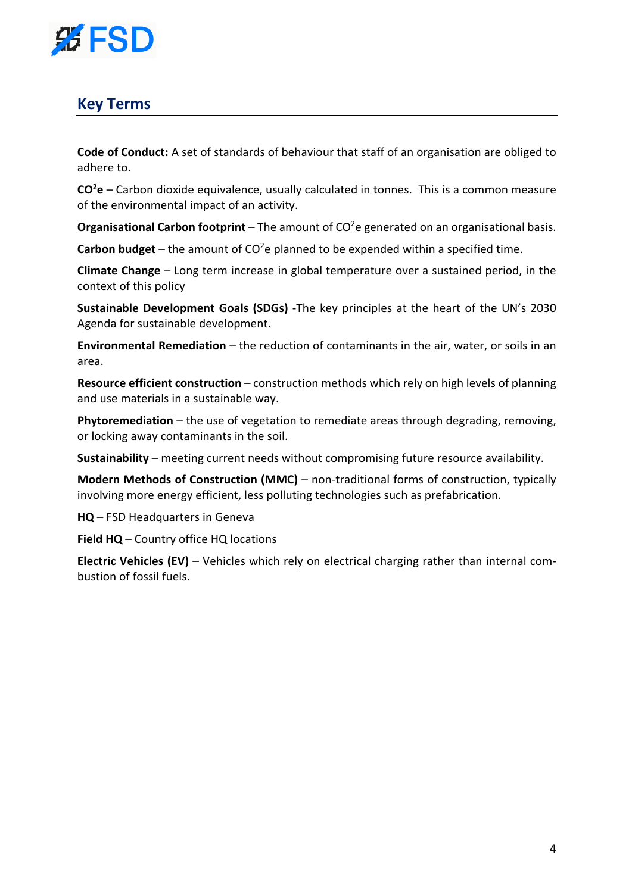## Key Terms

**Code of Conduct:** A set of standards of behaviour that staff of an organisation are obliged to adhere to.

**$CO^2e$** – Carbon dioxide equivalence, usually calculated in tonnes. This is a common measure of the environmental impact of an activity.

**Organisational Carbon footprint** – The amount of $CO^2e$ generated on an organisational basis.

**Carbon budget** – the amount of $CO^2e$ planned to be expended within a specified time.

**Climate Change** – Long term increase in global temperature over a sustained period, in the context of this policy

**Sustainable Development Goals (SDGs)** -The key principles at the heart of the UN's 2030 Agenda for sustainable development.

**Environmental Remediation** – the reduction of contaminants in the air, water, or soils in an area.

**Resource efficient construction** – construction methods which rely on high levels of planning and use materials in a sustainable way.

**Phytoremediation** – the use of vegetation to remediate areas through degrading, removing, or locking away contaminants in the soil.

**Sustainability** – meeting current needs without compromising future resource availability.

**Modern Methods of Construction (MMC)** – non-traditional forms of construction, typically involving more energy efficient, less polluting technologies such as prefabrication.

**HQ** – FSD Headquarters in Geneva

**Field HQ** – Country office HQ locations

**Electric Vehicles (EV)** – Vehicles which rely on electrical charging rather than internal combustion of fossil fuels.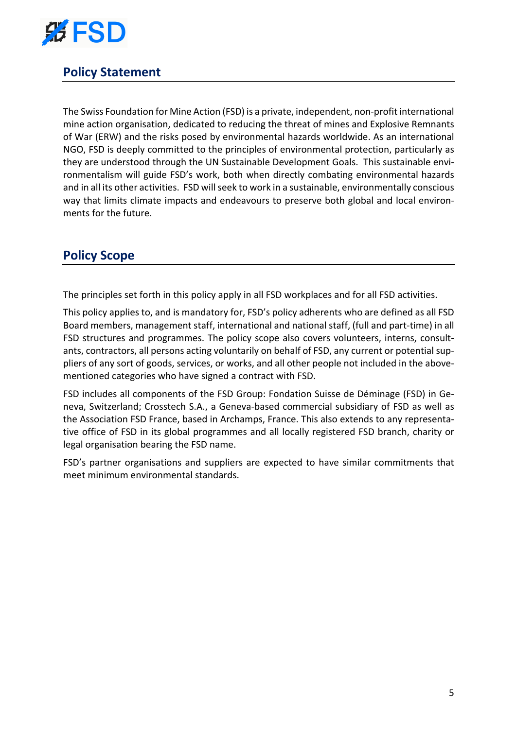## Policy Statement

The Swiss Foundation for Mine Action (FSD) is a private, independent, non-profit international mine action organisation, dedicated to reducing the threat of mines and Explosive Remnants of War (ERW) and the risks posed by environmental hazards worldwide. As an international NGO, FSD is deeply committed to the principles of environmental protection, particularly as they are understood through the UN Sustainable Development Goals. This sustainable environmentalism will guide FSD's work, both when directly combating environmental hazards and in all its other activities. FSD will seek to work in a sustainable, environmentally conscious way that limits climate impacts and endeavours to preserve both global and local environments for the future.

## Policy Scope

The principles set forth in this policy apply in all FSD workplaces and for all FSD activities.

This policy applies to, and is mandatory for, FSD's policy adherents who are defined as all FSD Board members, management staff, international and national staff, (full and part-time) in all FSD structures and programmes. The policy scope also covers volunteers, interns, consultants, contractors, all persons acting voluntarily on behalf of FSD, any current or potential suppliers of any sort of goods, services, or works, and all other people not included in the above-mentioned categories who have signed a contract with FSD.

FSD includes all components of the FSD Group: Fondation Suisse de Déminage (FSD) in Geneva, Switzerland; Crosstech S.A., a Geneva-based commercial subsidiary of FSD as well as the Association FSD France, based in Archamps, France. This also extends to any representative office of FSD in its global programmes and all locally registered FSD branch, charity or legal organisation bearing the FSD name.

FSD's partner organisations and suppliers are expected to have similar commitments that meet minimum environmental standards.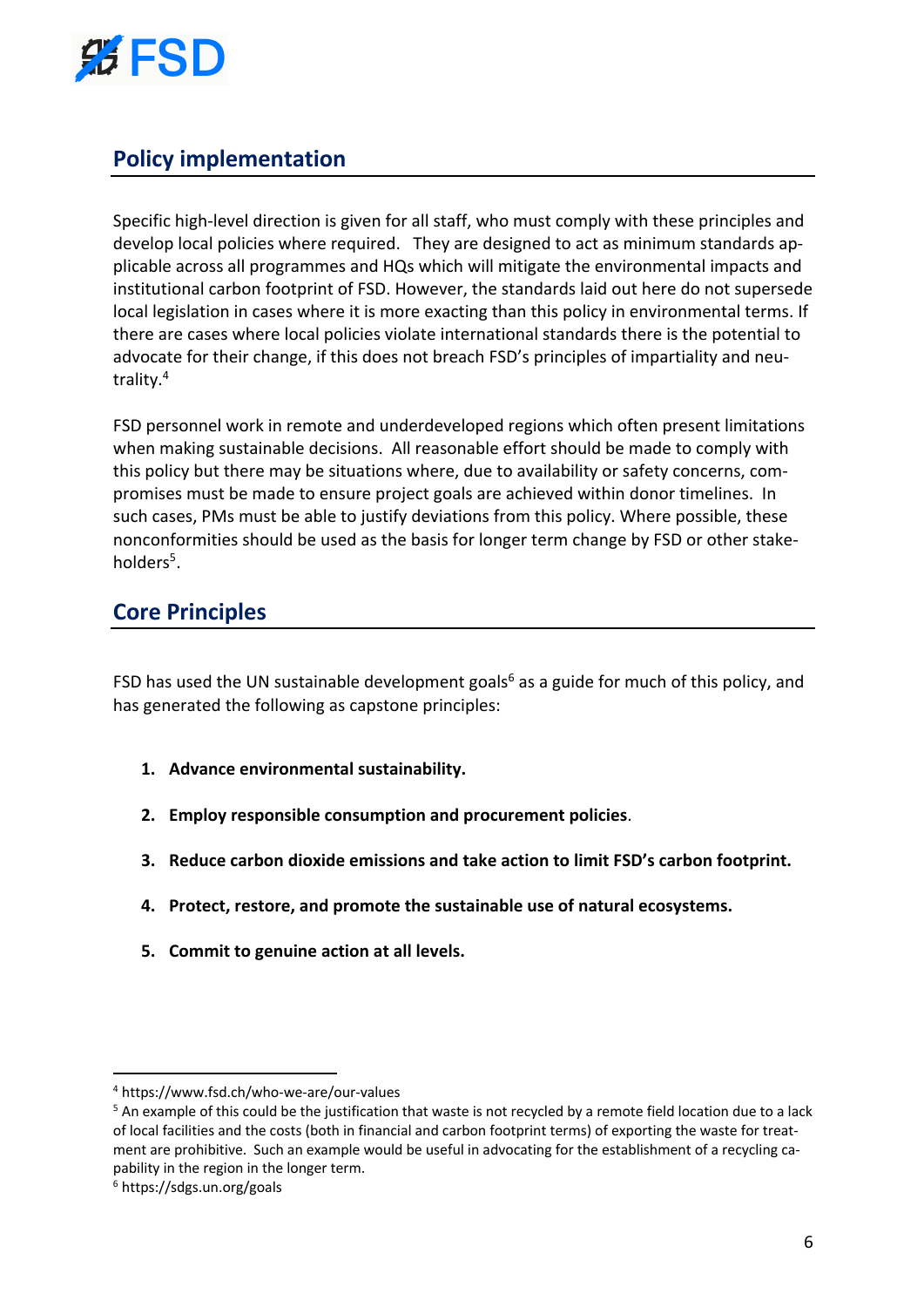## Policy implementation

Specific high-level direction is given for all staff, who must comply with these principles and develop local policies where required. They are designed to act as minimum standards applicable across all programmes and HQs which will mitigate the environmental impacts and institutional carbon footprint of FSD. However, the standards laid out here do not supersede local legislation in cases where it is more exacting than this policy in environmental terms. If there are cases where local policies violate international standards there is the potential to advocate for their change, if this does not breach FSD's principles of impartiality and neutrality.[4]

FSD personnel work in remote and underdeveloped regions which often present limitations when making sustainable decisions. All reasonable effort should be made to comply with this policy but there may be situations where, due to availability or safety concerns, compromises must be made to ensure project goals are achieved within donor timelines. In such cases, PMs must be able to justify deviations from this policy. Where possible, these nonconformities should be used as the basis for longer term change by FSD or other stakeholders[5].

## Core Principles

FSD has used the UN sustainable development goals[6] as a guide for much of this policy, and has generated the following as capstone principles:

1. **Advance environmental sustainability.**
2. **Employ responsible consumption and procurement policies**.
3. **Reduce carbon dioxide emissions and take action to limit FSD's carbon footprint.**
4. **Protect, restore, and promote the sustainable use of natural ecosystems.**
5. **Commit to genuine action at all levels.**

---

[4] https://www.fsd.ch/who-we-are/our-values

[5] An example of this could be the justification that waste is not recycled by a remote field location due to a lack of local facilities and the costs (both in financial and carbon footprint terms) of exporting the waste for treatment are prohibitive. Such an example would be useful in advocating for the establishment of a recycling capability in the region in the longer term.

[6] https://sdgs.un.org/goals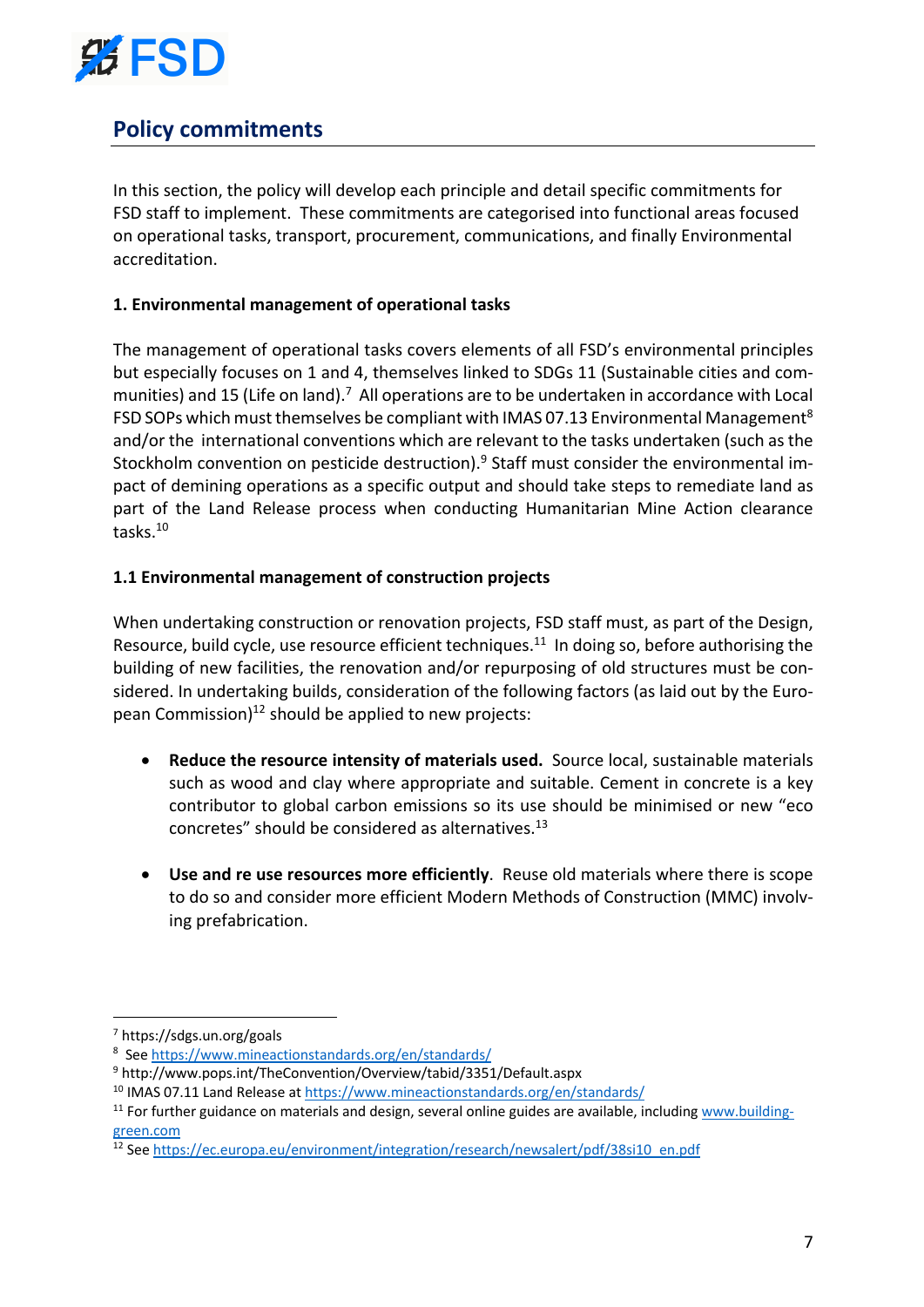## Policy commitments

In this section, the policy will develop each principle and detail specific commitments for FSD staff to implement. These commitments are categorised into functional areas focused on operational tasks, transport, procurement, communications, and finally Environmental accreditation.

**1. Environmental management of operational tasks**

The management of operational tasks covers elements of all FSD's environmental principles but especially focuses on 1 and 4, themselves linked to SDGs 11 (Sustainable cities and communities) and 15 (Life on land).[7] All operations are to be undertaken in accordance with Local FSD SOPs which must themselves be compliant with IMAS 07.13 Environmental Management[8] and/or the international conventions which are relevant to the tasks undertaken (such as the Stockholm convention on pesticide destruction).[9] Staff must consider the environmental impact of demining operations as a specific output and should take steps to remediate land as part of the Land Release process when conducting Humanitarian Mine Action clearance tasks.[10]

**1.1 Environmental management of construction projects**

When undertaking construction or renovation projects, FSD staff must, as part of the Design, Resource, build cycle, use resource efficient techniques.[11] In doing so, before authorising the building of new facilities, the renovation and/or repurposing of old structures must be considered. In undertaking builds, consideration of the following factors (as laid out by the European Commission)[12] should be applied to new projects:

- **Reduce the resource intensity of materials used.** Source local, sustainable materials such as wood and clay where appropriate and suitable. Cement in concrete is a key contributor to global carbon emissions so its use should be minimised or new "eco concretes" should be considered as alternatives.[13]

- **Use and re use resources more efficiently**. Reuse old materials where there is scope to do so and consider more efficient Modern Methods of Construction (MMC) involving prefabrication.

---

[7] https://sdgs.un.org/goals

[8] See https://www.mineactionstandards.org/en/standards/

[9] http://www.pops.int/TheConvention/Overview/tabid/3351/Default.aspx

[10] IMAS 07.11 Land Release at https://www.mineactionstandards.org/en/standards/

[11] For further guidance on materials and design, several online guides are available, including www.building-green.com

[12] See https://ec.europa.eu/environment/integration/research/newsalert/pdf/38si10_en.pdf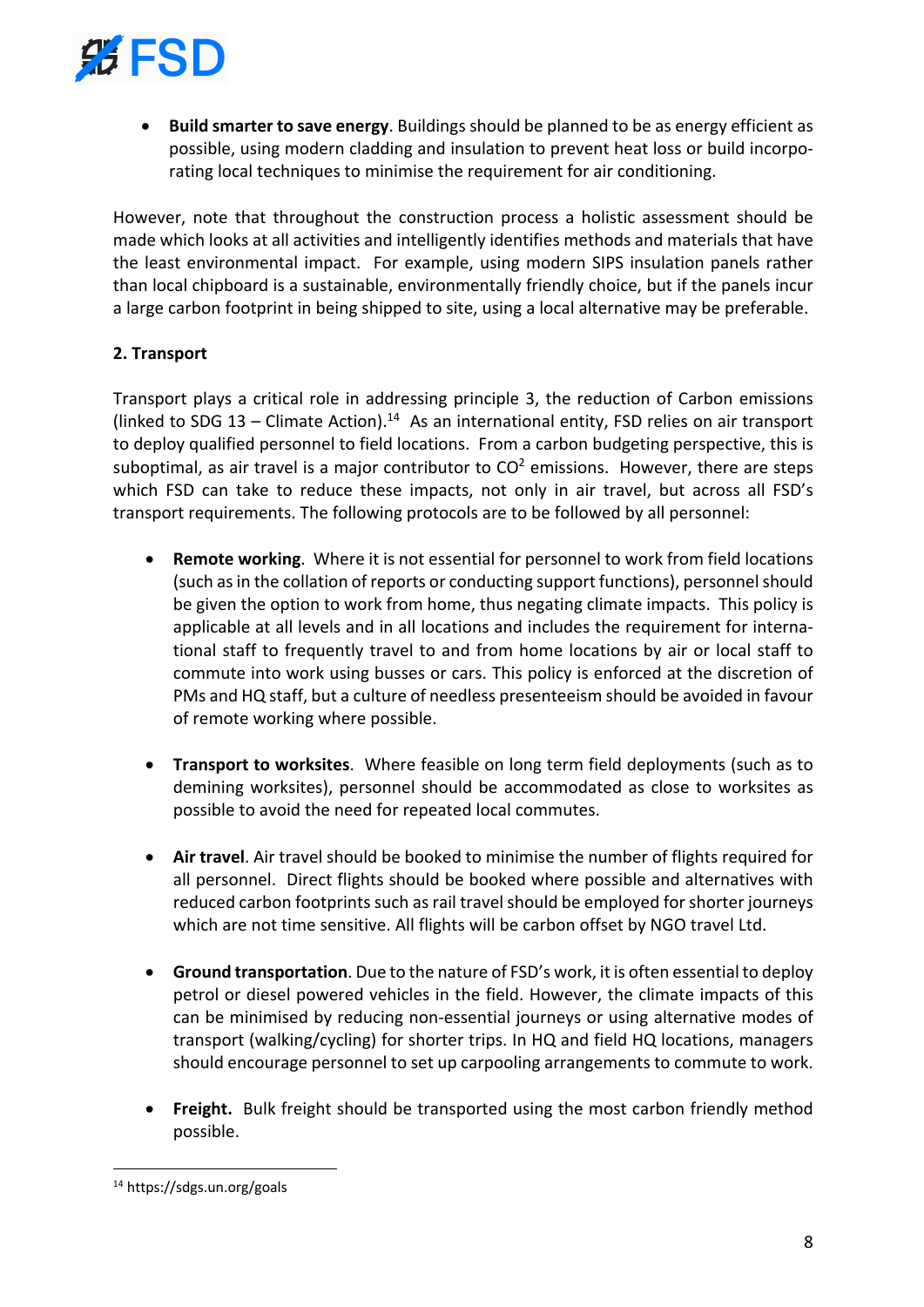- **Build smarter to save energy**. Buildings should be planned to be as energy efficient as possible, using modern cladding and insulation to prevent heat loss or build incorporating local techniques to minimise the requirement for air conditioning.

However, note that throughout the construction process a holistic assessment should be made which looks at all activities and intelligently identifies methods and materials that have the least environmental impact. For example, using modern SIPS insulation panels rather than local chipboard is a sustainable, environmentally friendly choice, but if the panels incur a large carbon footprint in being shipped to site, using a local alternative may be preferable.

**2. Transport**

Transport plays a critical role in addressing principle 3, the reduction of Carbon emissions (linked to SDG 13 – Climate Action).[14] As an international entity, FSD relies on air transport to deploy qualified personnel to field locations. From a carbon budgeting perspective, this is suboptimal, as air travel is a major contributor to $CO^2$ emissions. However, there are steps which FSD can take to reduce these impacts, not only in air travel, but across all FSD's transport requirements. The following protocols are to be followed by all personnel:

- **Remote working**. Where it is not essential for personnel to work from field locations (such as in the collation of reports or conducting support functions), personnel should be given the option to work from home, thus negating climate impacts. This policy is applicable at all levels and in all locations and includes the requirement for international staff to frequently travel to and from home locations by air or local staff to commute into work using busses or cars. This policy is enforced at the discretion of PMs and HQ staff, but a culture of needless presenteeism should be avoided in favour of remote working where possible.

- **Transport to worksites**. Where feasible on long term field deployments (such as to demining worksites), personnel should be accommodated as close to worksites as possible to avoid the need for repeated local commutes.

- **Air travel**. Air travel should be booked to minimise the number of flights required for all personnel. Direct flights should be booked where possible and alternatives with reduced carbon footprints such as rail travel should be employed for shorter journeys which are not time sensitive. All flights will be carbon offset by NGO travel Ltd.

- **Ground transportation**. Due to the nature of FSD's work, it is often essential to deploy petrol or diesel powered vehicles in the field. However, the climate impacts of this can be minimised by reducing non-essential journeys or using alternative modes of transport (walking/cycling) for shorter trips. In HQ and field HQ locations, managers should encourage personnel to set up carpooling arrangements to commute to work.

- **Freight.** Bulk freight should be transported using the most carbon friendly method possible.

[14] https://sdgs.un.org/goals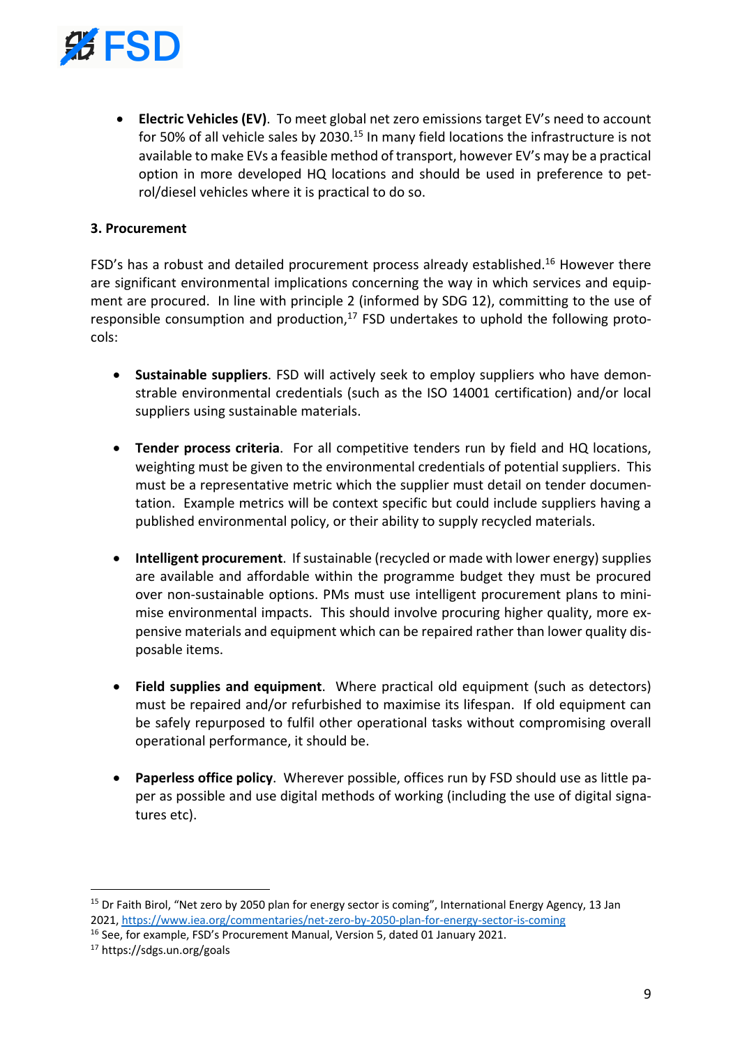- **Electric Vehicles (EV)**. To meet global net zero emissions target EV's need to account for 50% of all vehicle sales by 2030.[15] In many field locations the infrastructure is not available to make EVs a feasible method of transport, however EV's may be a practical option in more developed HQ locations and should be used in preference to petrol/diesel vehicles where it is practical to do so.

**3. Procurement**

FSD's has a robust and detailed procurement process already established.[16] However there are significant environmental implications concerning the way in which services and equipment are procured. In line with principle 2 (informed by SDG 12), committing to the use of responsible consumption and production,[17] FSD undertakes to uphold the following protocols:

- **Sustainable suppliers**. FSD will actively seek to employ suppliers who have demonstrable environmental credentials (such as the ISO 14001 certification) and/or local suppliers using sustainable materials.

- **Tender process criteria**. For all competitive tenders run by field and HQ locations, weighting must be given to the environmental credentials of potential suppliers. This must be a representative metric which the supplier must detail on tender documentation. Example metrics will be context specific but could include suppliers having a published environmental policy, or their ability to supply recycled materials.

- **Intelligent procurement**. If sustainable (recycled or made with lower energy) supplies are available and affordable within the programme budget they must be procured over non-sustainable options. PMs must use intelligent procurement plans to minimise environmental impacts. This should involve procuring higher quality, more expensive materials and equipment which can be repaired rather than lower quality disposable items.

- **Field supplies and equipment**. Where practical old equipment (such as detectors) must be repaired and/or refurbished to maximise its lifespan. If old equipment can be safely repurposed to fulfil other operational tasks without compromising overall operational performance, it should be.

- **Paperless office policy**. Wherever possible, offices run by FSD should use as little paper as possible and use digital methods of working (including the use of digital signatures etc).

---

[15] Dr Faith Birol, "Net zero by 2050 plan for energy sector is coming", International Energy Agency, 13 Jan 2021, https://www.iea.org/commentaries/net-zero-by-2050-plan-for-energy-sector-is-coming

[16] See, for example, FSD's Procurement Manual, Version 5, dated 01 January 2021.

[17] https://sdgs.un.org/goals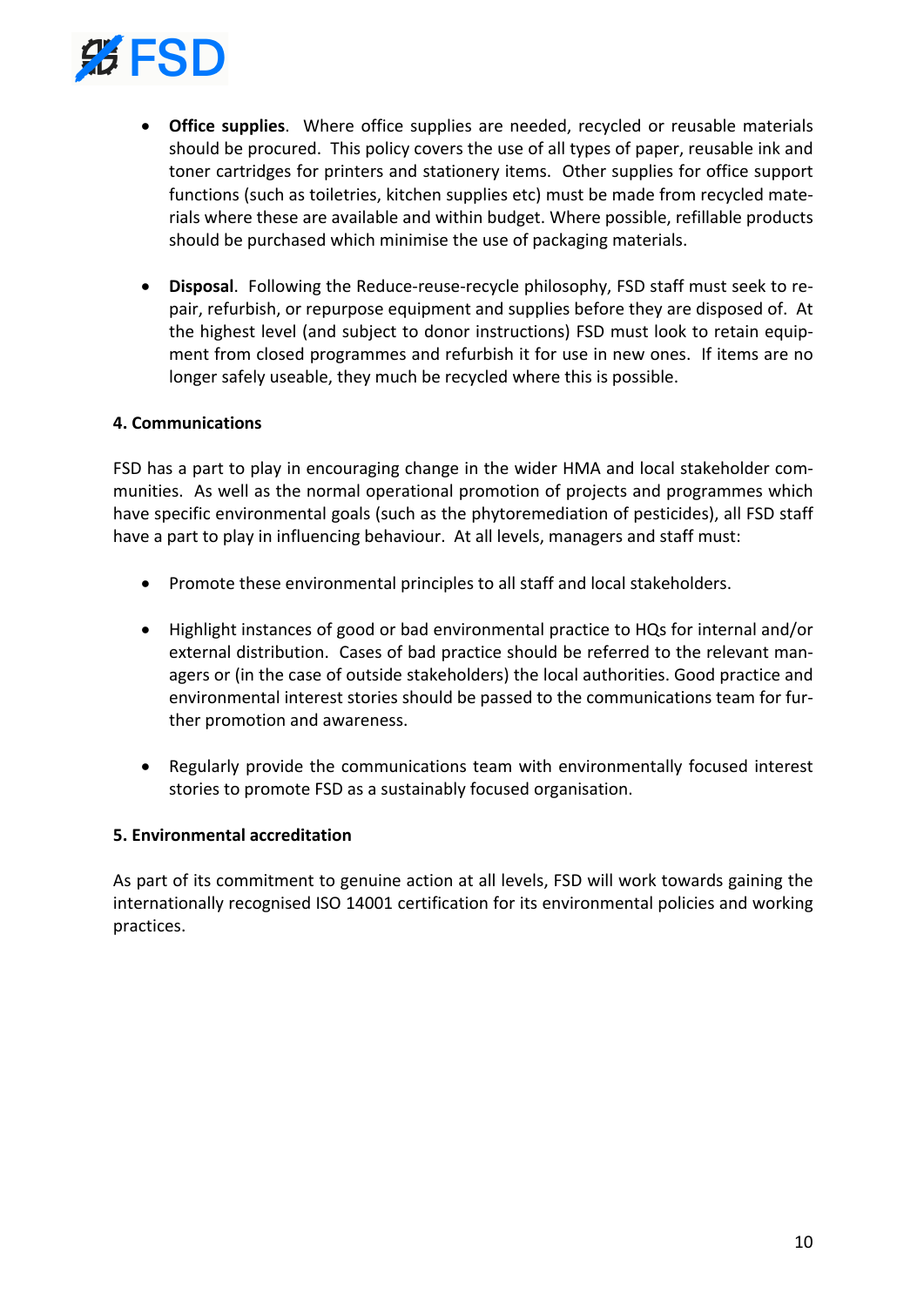- **Office supplies**. Where office supplies are needed, recycled or reusable materials should be procured. This policy covers the use of all types of paper, reusable ink and toner cartridges for printers and stationery items. Other supplies for office support functions (such as toiletries, kitchen supplies etc) must be made from recycled materials where these are available and within budget. Where possible, refillable products should be purchased which minimise the use of packaging materials.

- **Disposal**. Following the Reduce-reuse-recycle philosophy, FSD staff must seek to repair, refurbish, or repurpose equipment and supplies before they are disposed of. At the highest level (and subject to donor instructions) FSD must look to retain equipment from closed programmes and refurbish it for use in new ones. If items are no longer safely useable, they much be recycled where this is possible.

**4. Communications**

FSD has a part to play in encouraging change in the wider HMA and local stakeholder communities. As well as the normal operational promotion of projects and programmes which have specific environmental goals (such as the phytoremediation of pesticides), all FSD staff have a part to play in influencing behaviour. At all levels, managers and staff must:

- Promote these environmental principles to all staff and local stakeholders.

- Highlight instances of good or bad environmental practice to HQs for internal and/or external distribution. Cases of bad practice should be referred to the relevant managers or (in the case of outside stakeholders) the local authorities. Good practice and environmental interest stories should be passed to the communications team for further promotion and awareness.

- Regularly provide the communications team with environmentally focused interest stories to promote FSD as a sustainably focused organisation.

**5. Environmental accreditation**

As part of its commitment to genuine action at all levels, FSD will work towards gaining the internationally recognised ISO 14001 certification for its environmental policies and working practices.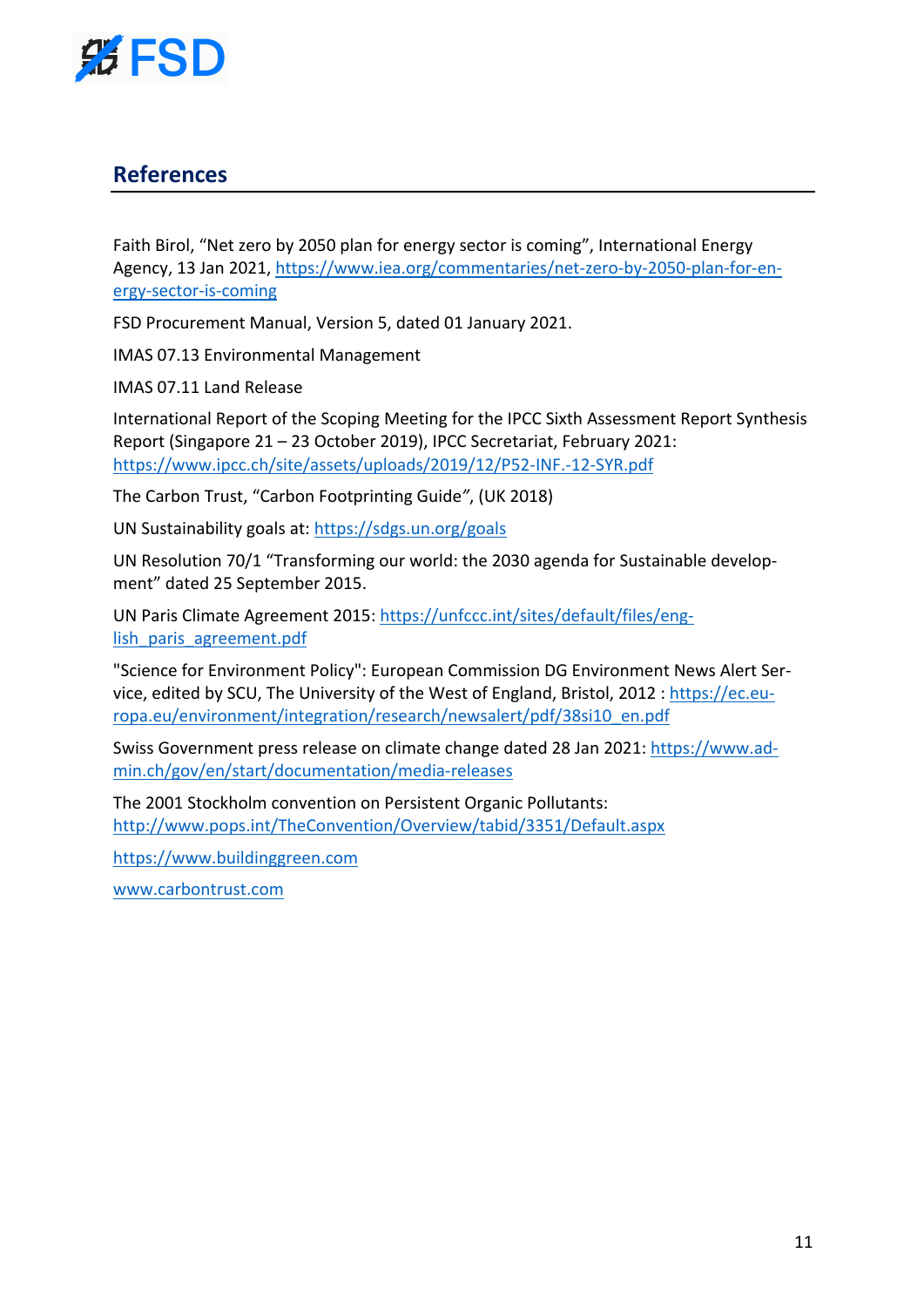## References

Faith Birol, “Net zero by 2050 plan for energy sector is coming”, International Energy Agency, 13 Jan 2021, https://www.iea.org/commentaries/net-zero-by-2050-plan-for-energy-sector-is-coming

FSD Procurement Manual, Version 5, dated 01 January 2021.

IMAS 07.13 Environmental Management

IMAS 07.11 Land Release

International Report of the Scoping Meeting for the IPCC Sixth Assessment Report Synthesis Report (Singapore 21 – 23 October 2019), IPCC Secretariat, February 2021: https://www.ipcc.ch/site/assets/uploads/2019/12/P52-INF.-12-SYR.pdf

The Carbon Trust, “Carbon Footprinting Guide”, (UK 2018)

UN Sustainability goals at: https://sdgs.un.org/goals

UN Resolution 70/1 “Transforming our world: the 2030 agenda for Sustainable development” dated 25 September 2015.

UN Paris Climate Agreement 2015: https://unfccc.int/sites/default/files/english_paris_agreement.pdf

"Science for Environment Policy": European Commission DG Environment News Alert Service, edited by SCU, The University of the West of England, Bristol, 2012 : https://ec.europa.eu/environment/integration/research/newsalert/pdf/38si10_en.pdf

Swiss Government press release on climate change dated 28 Jan 2021: https://www.admin.ch/gov/en/start/documentation/media-releases

The 2001 Stockholm convention on Persistent Organic Pollutants: http://www.pops.int/TheConvention/Overview/tabid/3351/Default.aspx

https://www.buildinggreen.com

www.carbontrust.com